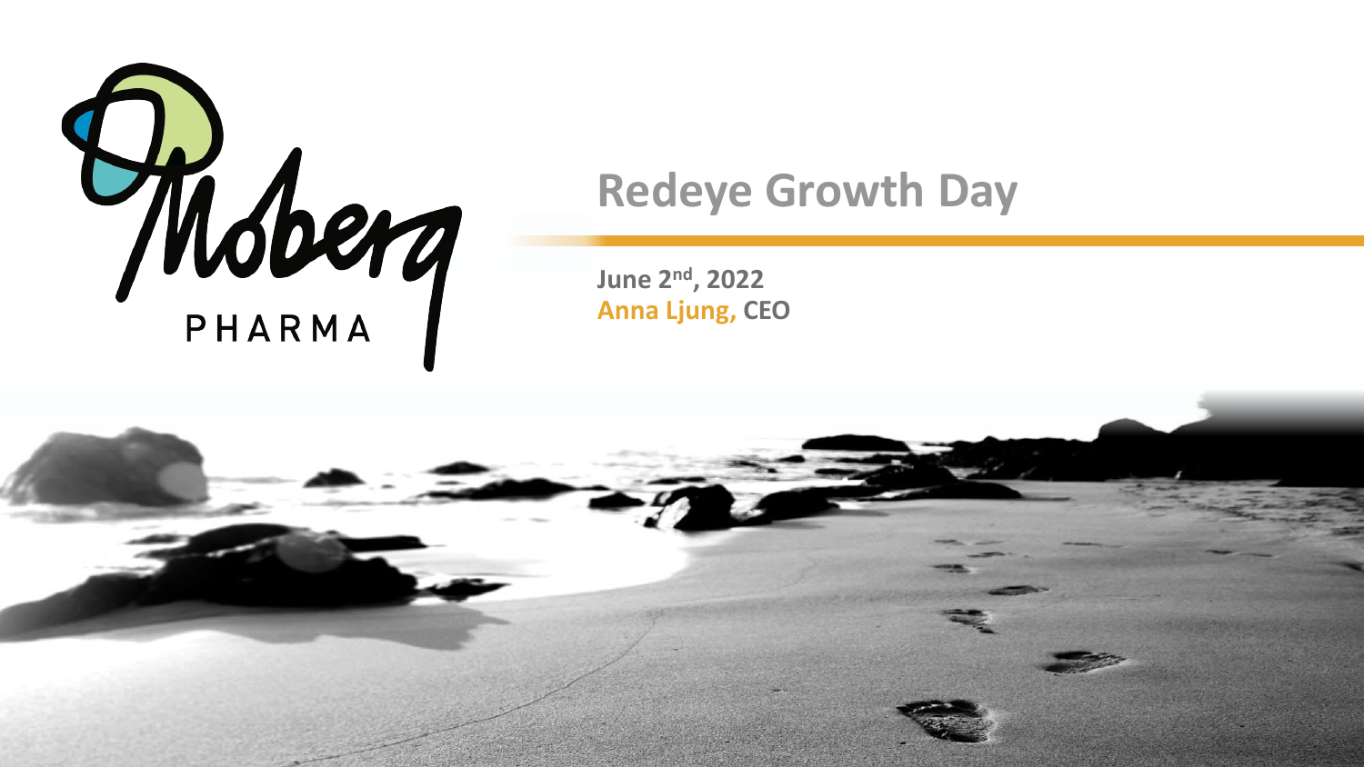Moberg PHARMA

# Redeye Growth Day

**June 2nd, 2022**
**Anna Ljung, CEO**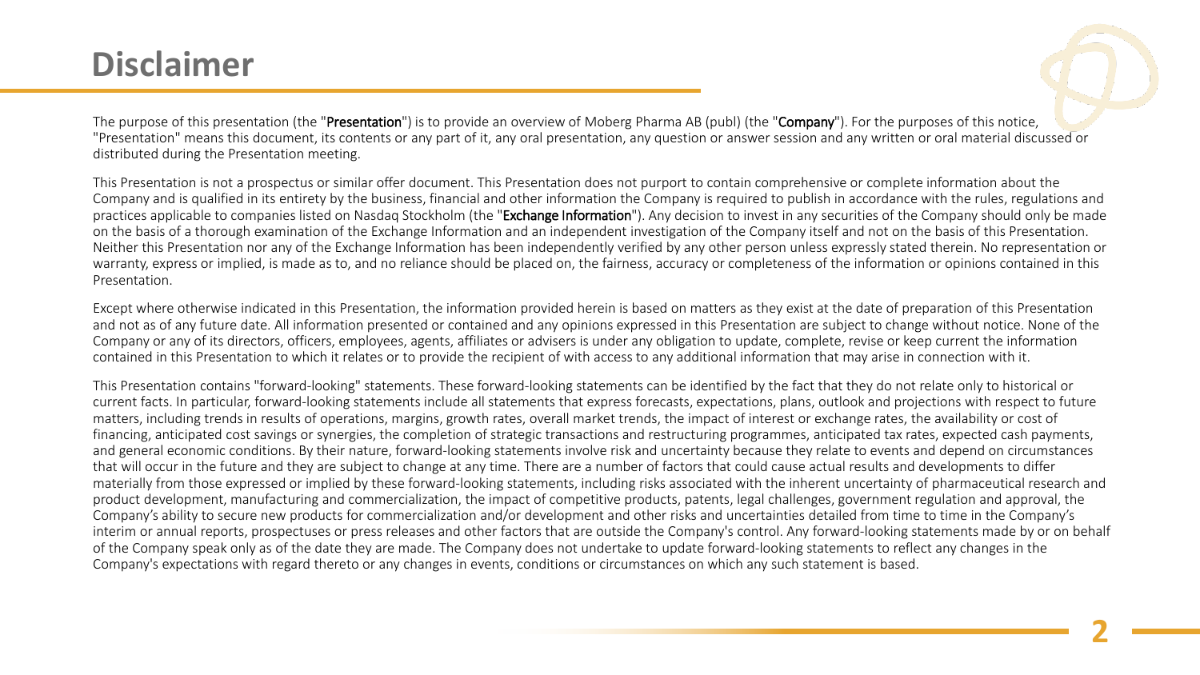# Disclaimer

The purpose of this presentation (the "**Presentation**") is to provide an overview of Moberg Pharma AB (publ) (the "**Company**"). For the purposes of this notice, "Presentation" means this document, its contents or any part of it, any oral presentation, any question or answer session and any written or oral material discussed or distributed during the Presentation meeting.

This Presentation is not a prospectus or similar offer document. This Presentation does not purport to contain comprehensive or complete information about the Company and is qualified in its entirety by the business, financial and other information the Company is required to publish in accordance with the rules, regulations and practices applicable to companies listed on Nasdaq Stockholm (the "**Exchange Information**"). Any decision to invest in any securities of the Company should only be made on the basis of a thorough examination of the Exchange Information and an independent investigation of the Company itself and not on the basis of this Presentation. Neither this Presentation nor any of the Exchange Information has been independently verified by any other person unless expressly stated therein. No representation or warranty, express or implied, is made as to, and no reliance should be placed on, the fairness, accuracy or completeness of the information or opinions contained in this Presentation.

Except where otherwise indicated in this Presentation, the information provided herein is based on matters as they exist at the date of preparation of this Presentation and not as of any future date. All information presented or contained and any opinions expressed in this Presentation are subject to change without notice. None of the Company or any of its directors, officers, employees, agents, affiliates or advisers is under any obligation to update, complete, revise or keep current the information contained in this Presentation to which it relates or to provide the recipient of with access to any additional information that may arise in connection with it.

This Presentation contains "forward-looking" statements. These forward-looking statements can be identified by the fact that they do not relate only to historical or current facts. In particular, forward-looking statements include all statements that express forecasts, expectations, plans, outlook and projections with respect to future matters, including trends in results of operations, margins, growth rates, overall market trends, the impact of interest or exchange rates, the availability or cost of financing, anticipated cost savings or synergies, the completion of strategic transactions and restructuring programmes, anticipated tax rates, expected cash payments, and general economic conditions. By their nature, forward-looking statements involve risk and uncertainty because they relate to events and depend on circumstances that will occur in the future and they are subject to change at any time. There are a number of factors that could cause actual results and developments to differ materially from those expressed or implied by these forward-looking statements, including risks associated with the inherent uncertainty of pharmaceutical research and product development, manufacturing and commercialization, the impact of competitive products, patents, legal challenges, government regulation and approval, the Company's ability to secure new products for commercialization and/or development and other risks and uncertainties detailed from time to time in the Company's interim or annual reports, prospectuses or press releases and other factors that are outside the Company's control. Any forward-looking statements made by or on behalf of the Company speak only as of the date they are made. The Company does not undertake to update forward-looking statements to reflect any changes in the Company's expectations with regard thereto or any changes in events, conditions or circumstances on which any such statement is based.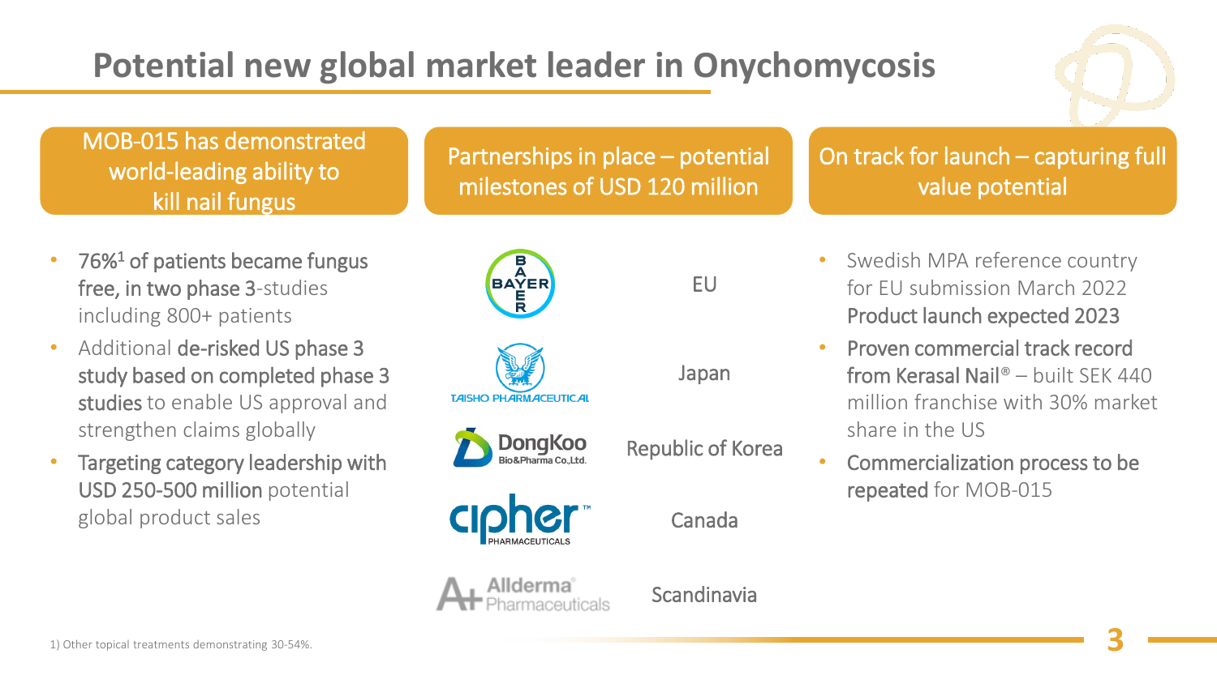# Potential new global market leader in Onychomycosis

## MOB-015 has demonstrated world-leading ability to kill nail fungus

- 76%[1] of patients became fungus free, in two phase 3-studies including 800+ patients
- Additional de-risked US phase 3 study based on completed phase 3 studies to enable US approval and strengthen claims globally
- Targeting category leadership with USD 250-500 million potential global product sales

## Partnerships in place – potential milestones of USD 120 million

| Partner | Territory |
| --- | --- |
| Bayer | EU |
| Taisho Pharmaceutical | Japan |
| DongKoo Bio&Pharma Co.,Ltd. | Republic of Korea |
| Cipher Pharmaceuticals | Canada |
| Allderma Pharmaceuticals | Scandinavia |

## On track for launch – capturing full value potential

- Swedish MPA reference country for EU submission March 2022 Product launch expected 2023
- Proven commercial track record from Kerasal Nail® – built SEK 440 million franchise with 30% market share in the US
- Commercialization process to be repeated for MOB-015

1) Other topical treatments demonstrating 30-54%.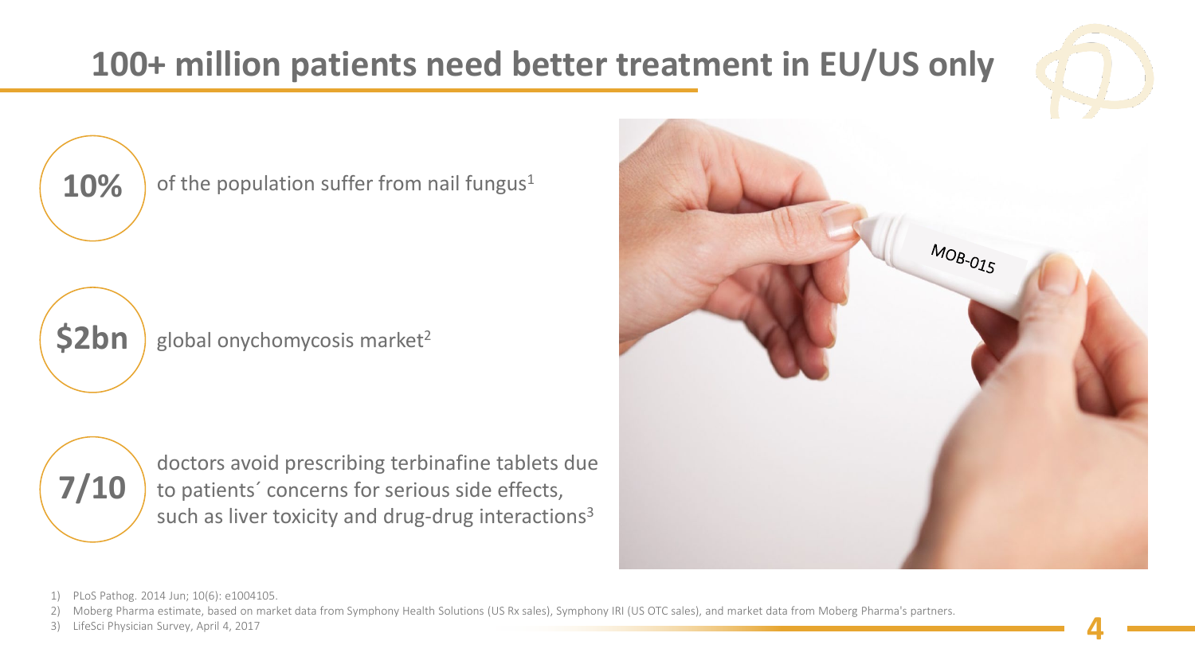# 100+ million patients need better treatment in EU/US only

**10%** of the population suffer from nail fungus[1]

**$2bn** global onychomycosis market[2]

**7/10** doctors avoid prescribing terbinafine tablets due to patients´ concerns for serious side effects, such as liver toxicity and drug-drug interactions[3]

1) PLoS Pathog. 2014 Jun; 10(6): e1004105.
2) Moberg Pharma estimate, based on market data from Symphony Health Solutions (US Rx sales), Symphony IRI (US OTC sales), and market data from Moberg Pharma's partners.
3) LifeSci Physician Survey, April 4, 2017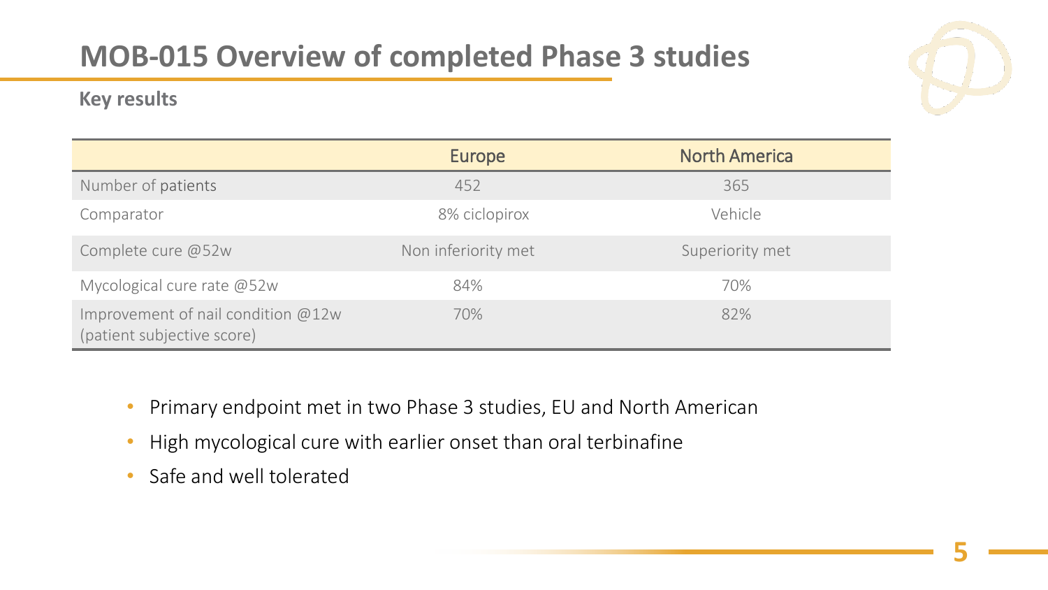# MOB-015 Overview of completed Phase 3 studies

**Key results**

| | Europe | North America |
|---|---|---|
| Number of patients | 452 | 365 |
| Comparator | 8% ciclopirox | Vehicle |
| Complete cure @52w | Non inferiority met | Superiority met |
| Mycological cure rate @52w | 84% | 70% |
| Improvement of nail condition @12w (patient subjective score) | 70% | 82% |

- Primary endpoint met in two Phase 3 studies, EU and North American
- High mycological cure with earlier onset than oral terbinafine
- Safe and well tolerated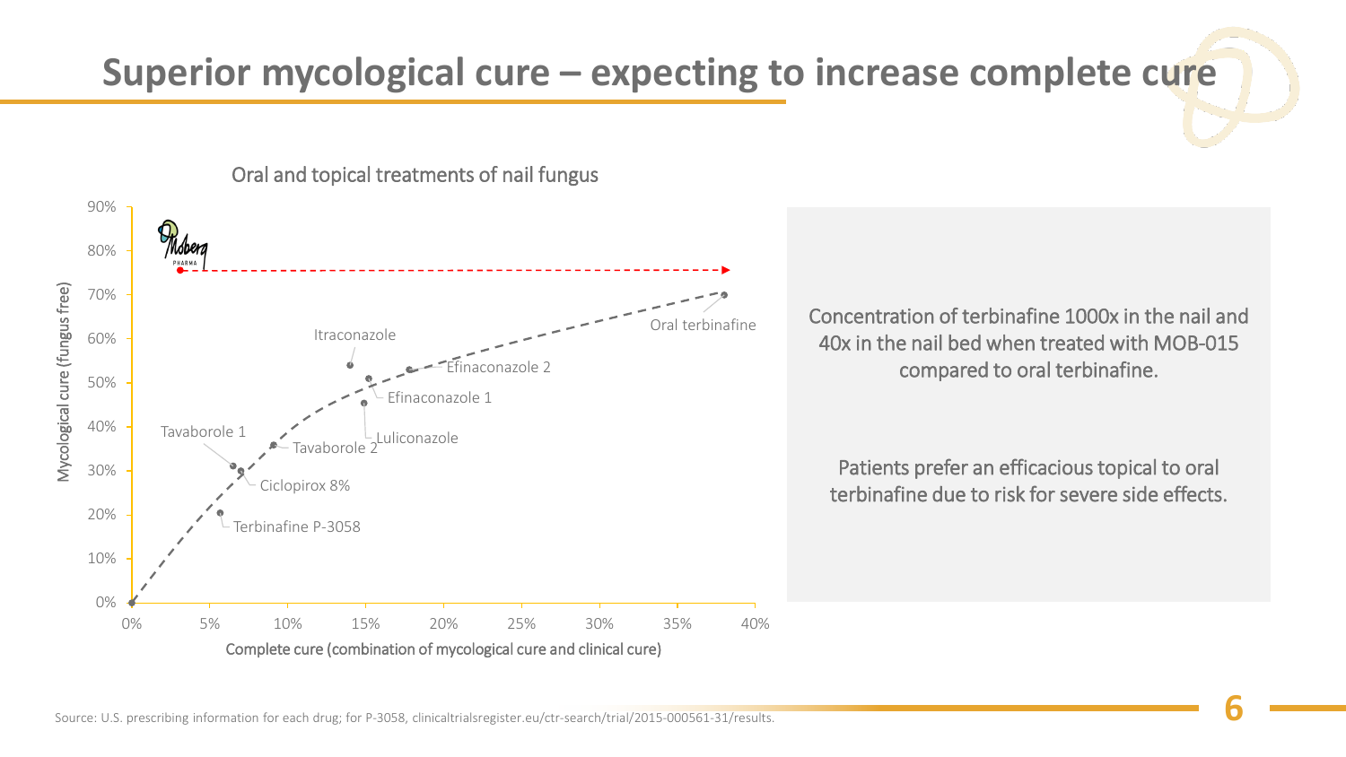# Superior mycological cure – expecting to increase complete cure

Oral and topical treatments of nail fungus

Mycological cure (fungus free)

90%
80%
70%
60%
50%
40%
30%
20%
10%
0%

Moberg PHARMA

Itraconazole

Oral terbinafine

Efinaconazole 2

Efinaconazole 1

Luliconazole

Tavaborole 1

Tavaborole 2

Ciclopirox 8%

Terbinafine P-3058

0% 5% 10% 15% 20% 25% 30% 35% 40%

Complete cure (combination of mycological cure and clinical cure)

Concentration of terbinafine 1000x in the nail and 40x in the nail bed when treated with MOB-015 compared to oral terbinafine.

Patients prefer an efficacious topical to oral terbinafine due to risk for severe side effects.

Source: U.S. prescribing information for each drug; for P-3058, clinicaltrialsregister.eu/ctr-search/trial/2015-000561-31/results.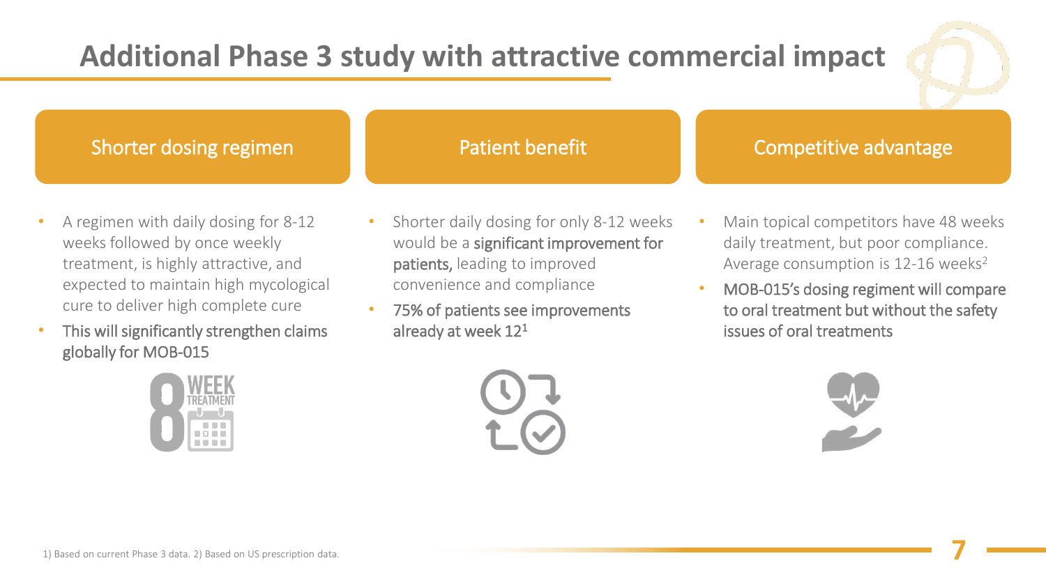# Additional Phase 3 study with attractive commercial impact

## Shorter dosing regimen

- A regimen with daily dosing for 8-12 weeks followed by once weekly treatment, is highly attractive, and expected to maintain high mycological cure to deliver high complete cure
- **This will significantly strengthen claims globally for MOB-015**

## Patient benefit

- Shorter daily dosing for only 8-12 weeks would be a **significant improvement for patients,** leading to improved convenience and compliance
- **75% of patients see improvements already at week 12[1]**

## Competitive advantage

- Main topical competitors have 48 weeks daily treatment, but poor compliance. Average consumption is 12-16 weeks[2]
- **MOB-015's dosing regiment will compare to oral treatment but without the safety issues of oral treatments**

1) Based on current Phase 3 data. 2) Based on US prescription data.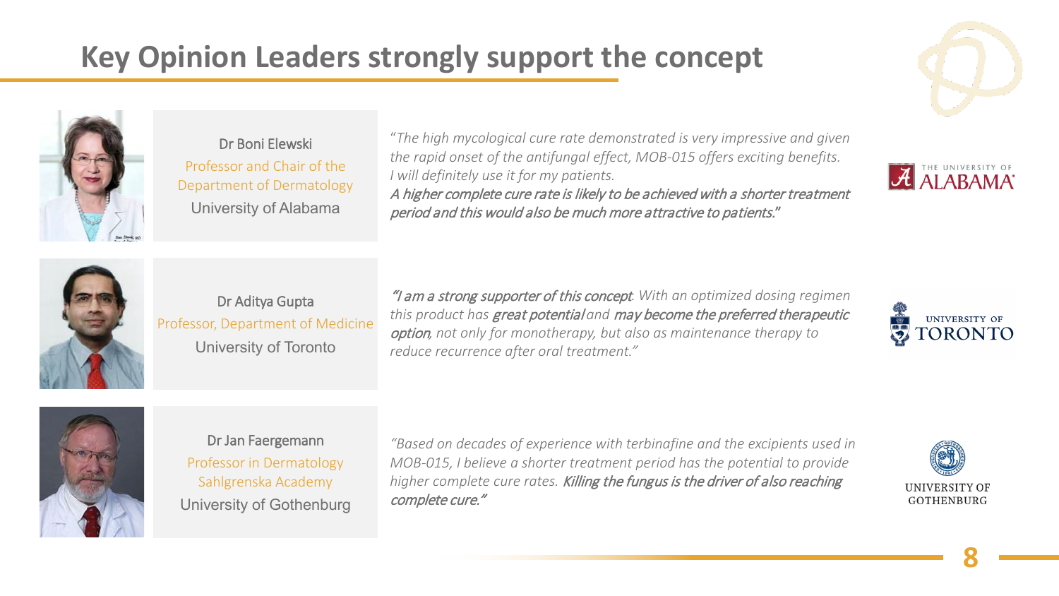# Key Opinion Leaders strongly support the concept

**Dr Boni Elewski**
Professor and Chair of the Department of Dermatology
University of Alabama

*"The high mycological cure rate demonstrated is very impressive and given the rapid onset of the antifungal effect, MOB-015 offers exciting benefits. I will definitely use it for my patients.*
***A higher complete cure rate is likely to be achieved with a shorter treatment period and this would also be much more attractive to patients."***

**Dr Aditya Gupta**
Professor, Department of Medicine
University of Toronto

***"I am a strong supporter of this concept****. With an optimized dosing regimen this product has* ***great potential*** *and* ***may become the preferred therapeutic option****, not only for monotherapy, but also as maintenance therapy to reduce recurrence after oral treatment."*

**Dr Jan Faergemann**
Professor in Dermatology
Sahlgrenska Academy
University of Gothenburg

*"Based on decades of experience with terbinafine and the excipients used in MOB-015, I believe a shorter treatment period has the potential to provide higher complete cure rates.* ***Killing the fungus is the driver of also reaching complete cure."***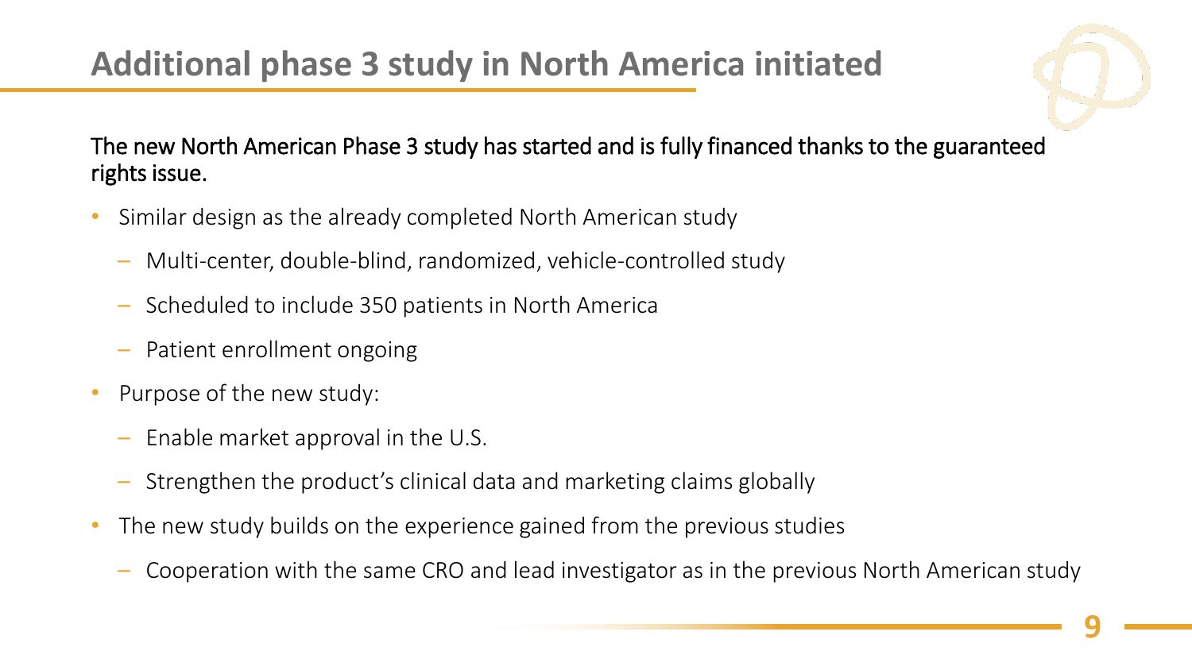# Additional phase 3 study in North America initiated

The new North American Phase 3 study has started and is fully financed thanks to the guaranteed rights issue.

- Similar design as the already completed North American study
  - Multi-center, double-blind, randomized, vehicle-controlled study
  - Scheduled to include 350 patients in North America
  - Patient enrollment ongoing
- Purpose of the new study:
  - Enable market approval in the U.S.
  - Strengthen the product's clinical data and marketing claims globally
- The new study builds on the experience gained from the previous studies
  - Cooperation with the same CRO and lead investigator as in the previous North American study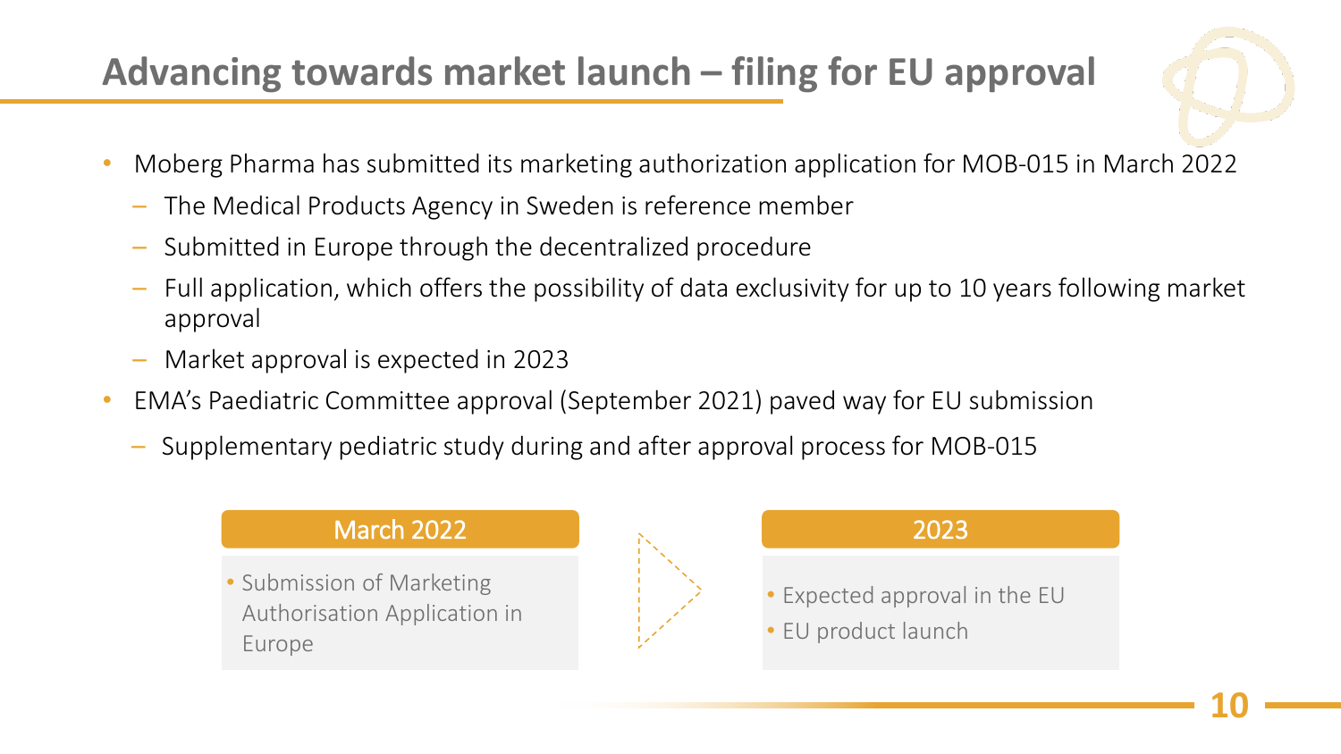# Advancing towards market launch – filing for EU approval

- Moberg Pharma has submitted its marketing authorization application for MOB-015 in March 2022
  - The Medical Products Agency in Sweden is reference member
  - Submitted in Europe through the decentralized procedure
  - Full application, which offers the possibility of data exclusivity for up to 10 years following market approval
  - Market approval is expected in 2023
- EMA's Paediatric Committee approval (September 2021) paved way for EU submission
  - Supplementary pediatric study during and after approval process for MOB-015

**March 2022**

- Submission of Marketing Authorisation Application in Europe

**2023**

- Expected approval in the EU
- EU product launch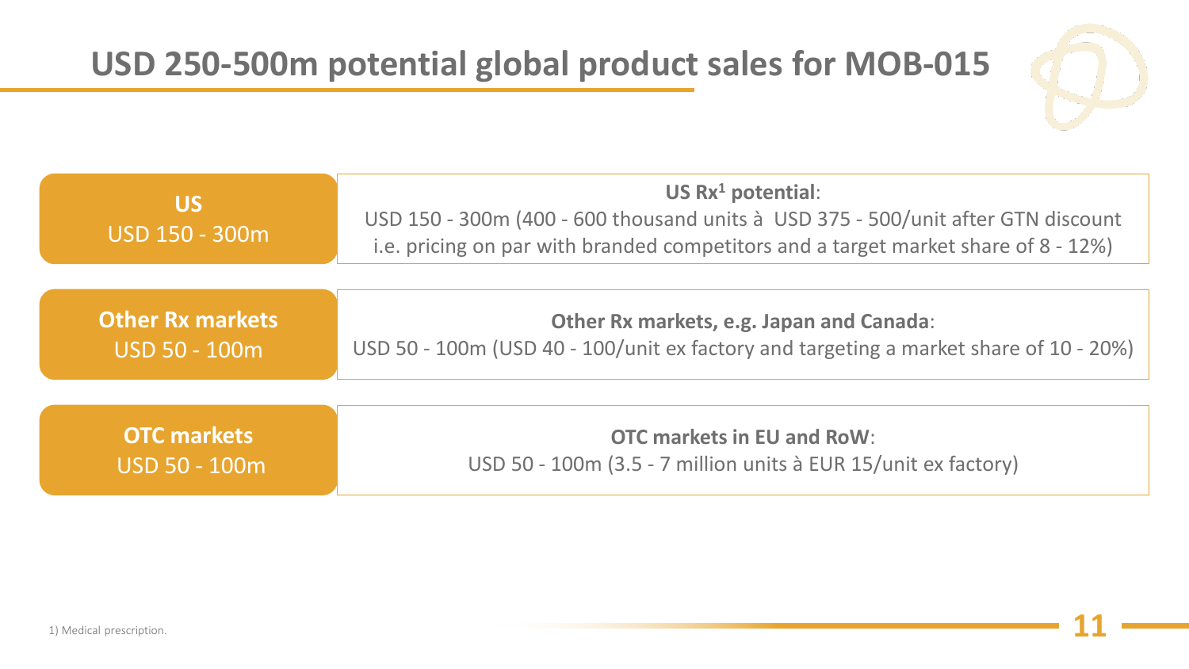# USD 250-500m potential global product sales for MOB-015

| | |
|---|---|
| **US**<br>USD 150 - 300m | **US Rx[1] potential**:<br>USD 150 - 300m (400 - 600 thousand units à USD 375 - 500/unit after GTN discount i.e. pricing on par with branded competitors and a target market share of 8 - 12%) |
| **Other Rx markets**<br>USD 50 - 100m | **Other Rx markets, e.g. Japan and Canada**:<br>USD 50 - 100m (USD 40 - 100/unit ex factory and targeting a market share of 10 - 20%) |
| **OTC markets**<br>USD 50 - 100m | **OTC markets in EU and RoW**:<br>USD 50 - 100m (3.5 - 7 million units à EUR 15/unit ex factory) |

1) Medical prescription.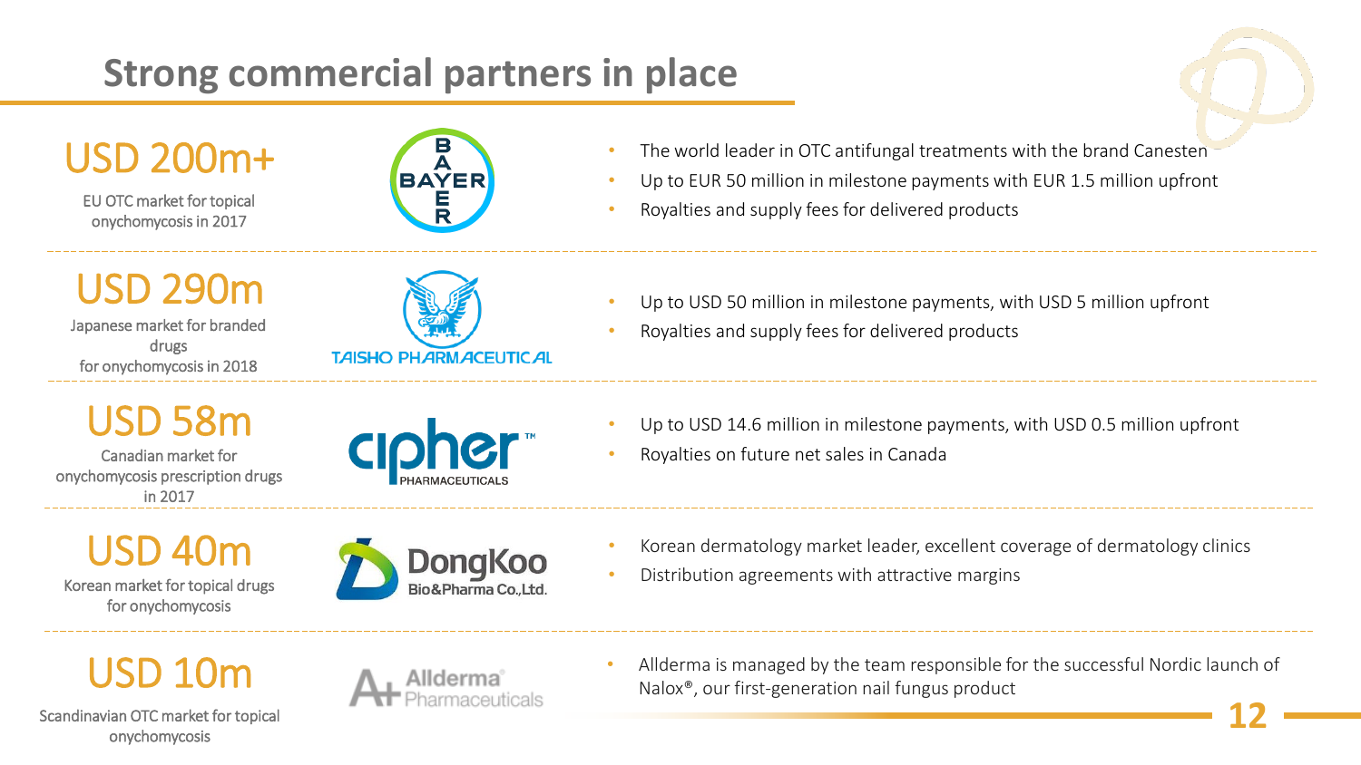# Strong commercial partners in place

## USD 200m+

EU OTC market for topical onychomycosis in 2017

**BAYER**

- The world leader in OTC antifungal treatments with the brand Canesten
- Up to EUR 50 million in milestone payments with EUR 1.5 million upfront
- Royalties and supply fees for delivered products

---

## USD 290m

Japanese market for branded drugs for onychomycosis in 2018

**TAISHO PHARMACEUTICAL**

- Up to USD 50 million in milestone payments, with USD 5 million upfront
- Royalties and supply fees for delivered products

---

## USD 58m

Canadian market for onychomycosis prescription drugs in 2017

**cipher PHARMACEUTICALS**

- Up to USD 14.6 million in milestone payments, with USD 0.5 million upfront
- Royalties on future net sales in Canada

---

## USD 40m

Korean market for topical drugs for onychomycosis

**DongKoo Bio&Pharma Co.,Ltd.**

- Korean dermatology market leader, excellent coverage of dermatology clinics
- Distribution agreements with attractive margins

---

## USD 10m

Scandinavian OTC market for topical onychomycosis

**Allderma Pharmaceuticals**

- Allderma is managed by the team responsible for the successful Nordic launch of Nalox®, our first-generation nail fungus product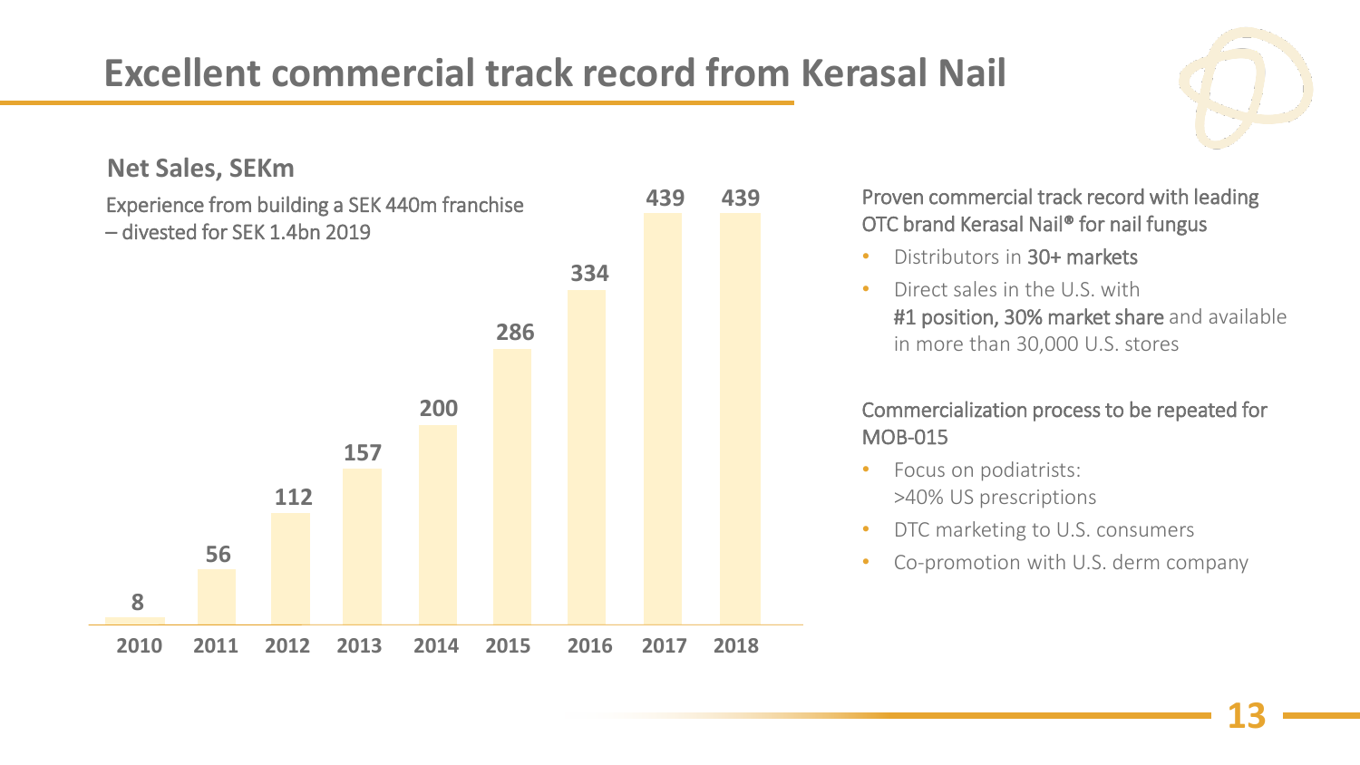# Excellent commercial track record from Kerasal Nail

## Net Sales, SEKm

Experience from building a SEK 440m franchise – divested for SEK 1.4bn 2019

| Year | Net Sales, SEKm |
|---|---|
| 2010 | 8 |
| 2011 | 56 |
| 2012 | 112 |
| 2013 | 157 |
| 2014 | 200 |
| 2015 | 286 |
| 2016 | 334 |
| 2017 | 439 |
| 2018 | 439 |

Proven commercial track record with leading OTC brand Kerasal Nail® for nail fungus

- Distributors in **30+ markets**
- Direct sales in the U.S. with **#1 position, 30% market share** and available in more than 30,000 U.S. stores

Commercialization process to be repeated for MOB-015

- Focus on podiatrists: >40% US prescriptions
- DTC marketing to U.S. consumers
- Co-promotion with U.S. derm company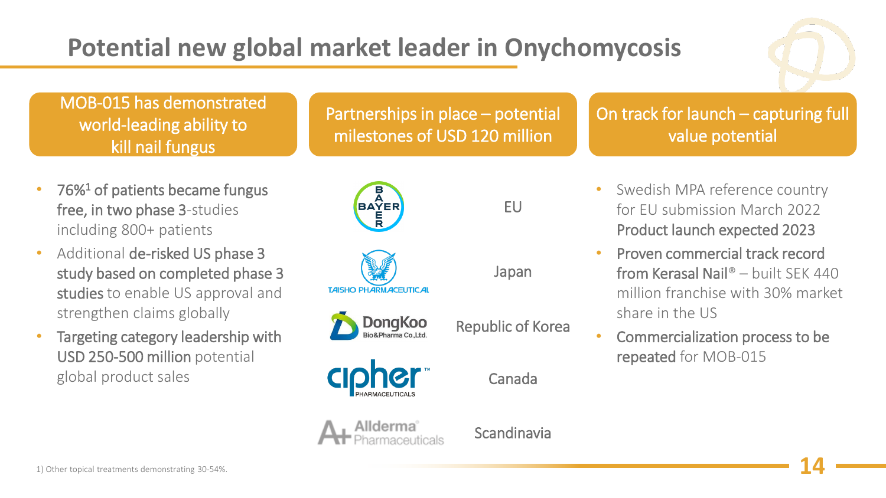# Potential new global market leader in Onychomycosis

## MOB-015 has demonstrated world-leading ability to kill nail fungus

- 76%[1] of patients became fungus free, in two phase 3-studies including 800+ patients
- Additional de-risked US phase 3 study based on completed phase 3 studies to enable US approval and strengthen claims globally
- Targeting category leadership with USD 250-500 million potential global product sales

## Partnerships in place – potential milestones of USD 120 million

| Partner | Region |
|---|---|
| BAYER | EU |
| TAISHO PHARMACEUTICAL | Japan |
| DongKoo Bio&Pharma Co.,Ltd. | Republic of Korea |
| cipher PHARMACEUTICALS | Canada |
| Allderma Pharmaceuticals | Scandinavia |

## On track for launch – capturing full value potential

- Swedish MPA reference country for EU submission March 2022 Product launch expected 2023
- Proven commercial track record from Kerasal Nail® – built SEK 440 million franchise with 30% market share in the US
- Commercialization process to be repeated for MOB-015

1) Other topical treatments demonstrating 30-54%.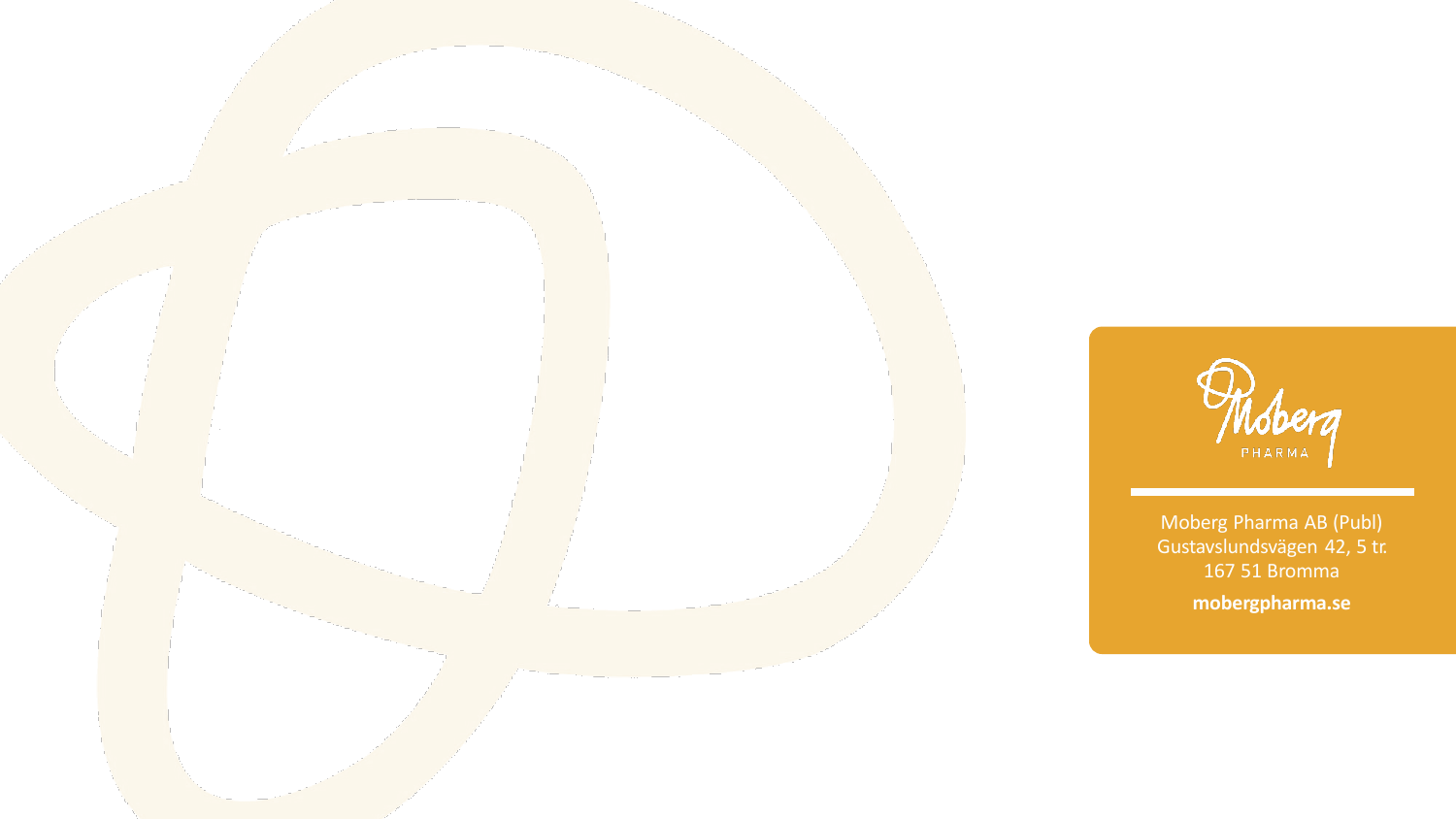Moberg Pharma AB (Publ)
Gustavslundsvägen 42, 5 tr.
167 51 Bromma

**mobergpharma.se**